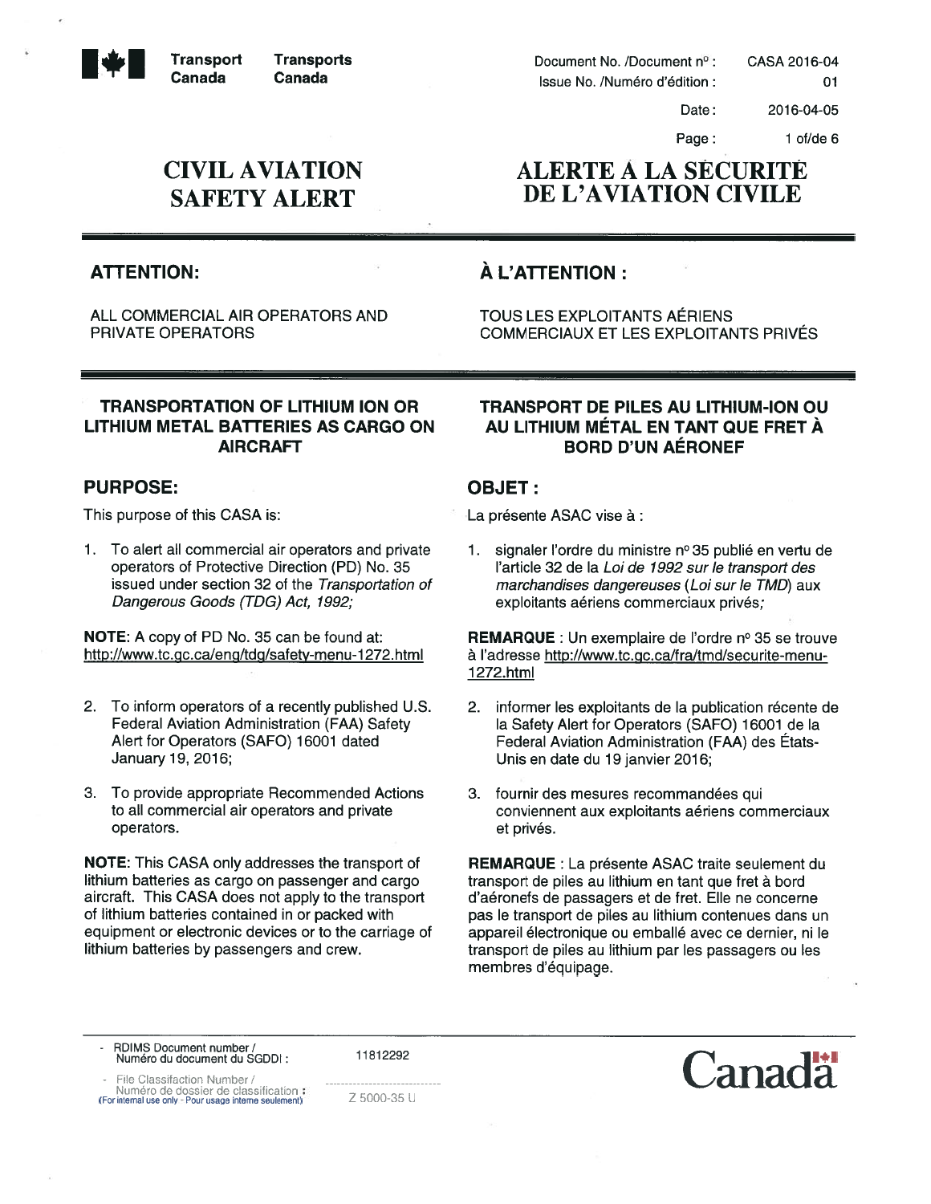Transport Canada / Transports Canada

Document No. /Document nº : CASA 2016-04
Issue No. /Numéro d'édition : 01
Date : 2016-04-05

# CIVIL AVIATION SAFETY ALERT

# ALERTE À LA SÉCURITÉ DE L'AVIATION CIVILE

## ATTENTION:

ALL COMMERCIAL AIR OPERATORS AND PRIVATE OPERATORS

## TRANSPORTATION OF LITHIUM ION OR LITHIUM METAL BATTERIES AS CARGO ON AIRCRAFT

## PURPOSE:

This purpose of this CASA is:

1. To alert all commercial air operators and private operators of Protective Direction (PD) No. 35 issued under section 32 of the *Transportation of Dangerous Goods (TDG) Act, 1992;*

**NOTE**: A copy of PD No. 35 can be found at: http://www.tc.gc.ca/eng/tdg/safety-menu-1272.html

2. To inform operators of a recently published U.S. Federal Aviation Administration (FAA) Safety Alert for Operators (SAFO) 16001 dated January 19, 2016;

3. To provide appropriate Recommended Actions to all commercial air operators and private operators.

**NOTE**: This CASA only addresses the transport of lithium batteries as cargo on passenger and cargo aircraft. This CASA does not apply to the transport of lithium batteries contained in or packed with equipment or electronic devices or to the carriage of lithium batteries by passengers and crew.

## À L'ATTENTION :

TOUS LES EXPLOITANTS AÉRIENS COMMERCIAUX ET LES EXPLOITANTS PRIVÉS

## TRANSPORT DE PILES AU LITHIUM-ION OU AU LITHIUM MÉTAL EN TANT QUE FRET À BORD D'UN AÉRONEF

## OBJET :

La présente ASAC vise à :

1. signaler l'ordre du ministre nº 35 publié en vertu de l'article 32 de la *Loi de 1992 sur le transport des marchandises dangereuses* (*Loi sur le TMD*) aux exploitants aériens commerciaux privés;

**REMARQUE** : Un exemplaire de l'ordre nº 35 se trouve à l'adresse http://www.tc.gc.ca/fra/tmd/securite-menu-1272.html

2. informer les exploitants de la publication récente de la Safety Alert for Operators (SAFO) 16001 de la Federal Aviation Administration (FAA) des États-Unis en date du 19 janvier 2016;

3. fournir des mesures recommandées qui conviennent aux exploitants aériens commerciaux et privés.

**REMARQUE** : La présente ASAC traite seulement du transport de piles au lithium en tant que fret à bord d'aéronefs de passagers et de fret. Elle ne concerne pas le transport de piles au lithium contenues dans un appareil électronique ou emballé avec ce dernier, ni le transport de piles au lithium par les passagers ou les membres d'équipage.

- RDIMS Document number / Numéro du document du SGDDI : 11812292
- File Classifaction Number / Numéro de dossier de classification : Z 5000-35 U
(For internal use only - Pour usage interne seulement)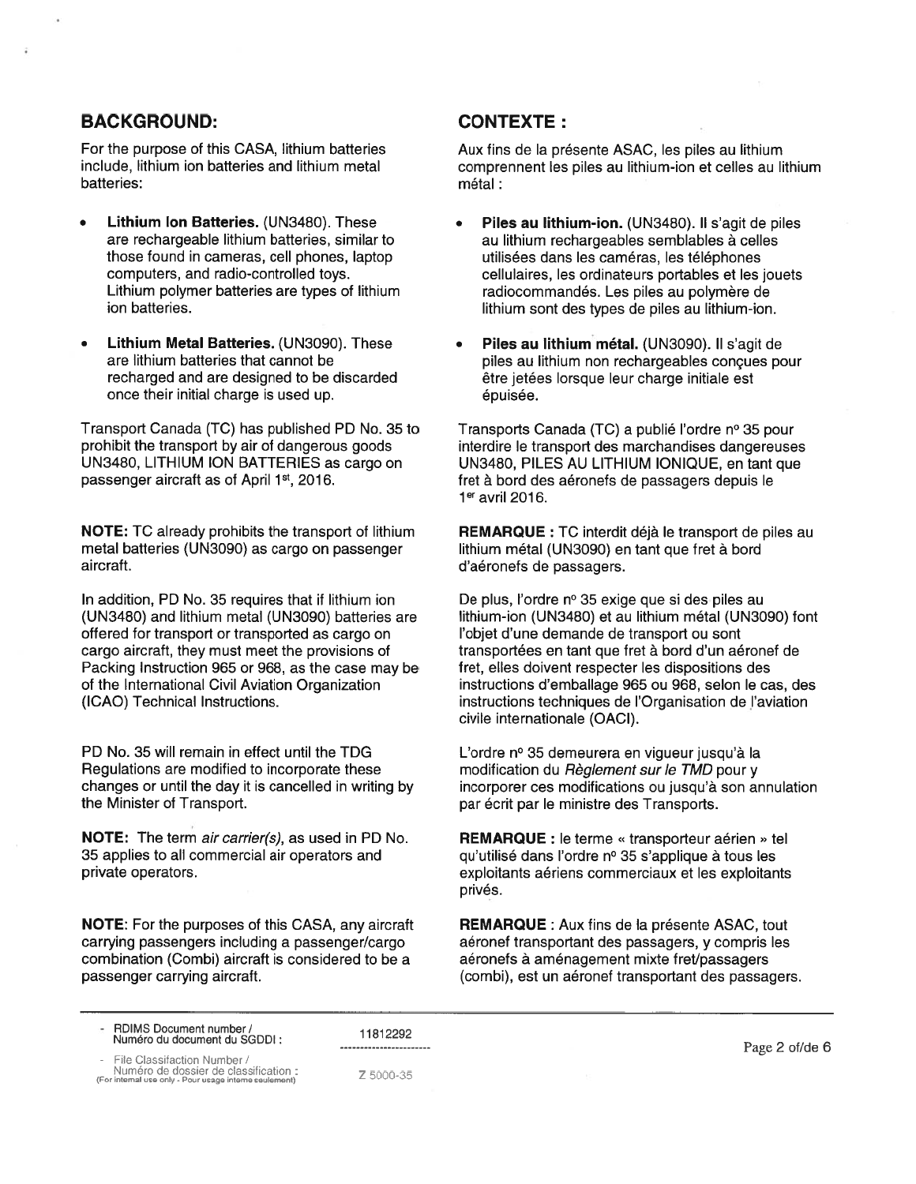## BACKGROUND:

For the purpose of this CASA, lithium batteries include, lithium ion batteries and lithium metal batteries:

- **Lithium Ion Batteries.** (UN3480). These are rechargeable lithium batteries, similar to those found in cameras, cell phones, laptop computers, and radio-controlled toys. Lithium polymer batteries are types of lithium ion batteries.
- **Lithium Metal Batteries.** (UN3090). These are lithium batteries that cannot be recharged and are designed to be discarded once their initial charge is used up.

Transport Canada (TC) has published PD No. 35 to prohibit the transport by air of dangerous goods UN3480, LITHIUM ION BATTERIES as cargo on passenger aircraft as of April 1st, 2016.

**NOTE:** TC already prohibits the transport of lithium metal batteries (UN3090) as cargo on passenger aircraft.

In addition, PD No. 35 requires that if lithium ion (UN3480) and lithium metal (UN3090) batteries are offered for transport or transported as cargo on cargo aircraft, they must meet the provisions of Packing Instruction 965 or 968, as the case may be of the International Civil Aviation Organization (ICAO) Technical Instructions.

PD No. 35 will remain in effect until the TDG Regulations are modified to incorporate these changes or until the day it is cancelled in writing by the Minister of Transport.

**NOTE:** The term *air carrier(s)*, as used in PD No. 35 applies to all commercial air operators and private operators.

**NOTE**: For the purposes of this CASA, any aircraft carrying passengers including a passenger/cargo combination (Combi) aircraft is considered to be a passenger carrying aircraft.

## CONTEXTE :

Aux fins de la présente ASAC, les piles au lithium comprennent les piles au lithium-ion et celles au lithium métal :

- **Piles au lithium-ion.** (UN3480). Il s'agit de piles au lithium rechargeables semblables à celles utilisées dans les caméras, les téléphones cellulaires, les ordinateurs portables et les jouets radiocommandés. Les piles au polymère de lithium sont des types de piles au lithium-ion.
- **Piles au lithium métal.** (UN3090). Il s'agit de piles au lithium non rechargeables conçues pour être jetées lorsque leur charge initiale est épuisée.

Transports Canada (TC) a publié l'ordre nº 35 pour interdire le transport des marchandises dangereuses UN3480, PILES AU LITHIUM IONIQUE, en tant que fret à bord des aéronefs de passagers depuis le 1er avril 2016.

**REMARQUE :** TC interdit déjà le transport de piles au lithium métal (UN3090) en tant que fret à bord d'aéronefs de passagers.

De plus, l'ordre nº 35 exige que si des piles au lithium-ion (UN3480) et au lithium métal (UN3090) font l'objet d'une demande de transport ou sont transportées en tant que fret à bord d'un aéronef de fret, elles doivent respecter les dispositions des instructions d'emballage 965 ou 968, selon le cas, des instructions techniques de l'Organisation de l'aviation civile internationale (OACI).

L'ordre nº 35 demeurera en vigueur jusqu'à la modification du *Règlement sur le TMD* pour y incorporer ces modifications ou jusqu'à son annulation par écrit par le ministre des Transports.

**REMARQUE :** le terme « transporteur aérien » tel qu'utilisé dans l'ordre nº 35 s'applique à tous les exploitants aériens commerciaux et les exploitants privés.

**REMARQUE** : Aux fins de la présente ASAC, tout aéronef transportant des passagers, y compris les aéronefs à aménagement mixte fret/passagers (combi), est un aéronef transportant des passagers.

- RDIMS Document number / Numéro du document du SGDDI : 11812292
- File Classifaction Number / Numéro de dossier de classification : Z 5000-35
(For internal use only - Pour usage interne seulement)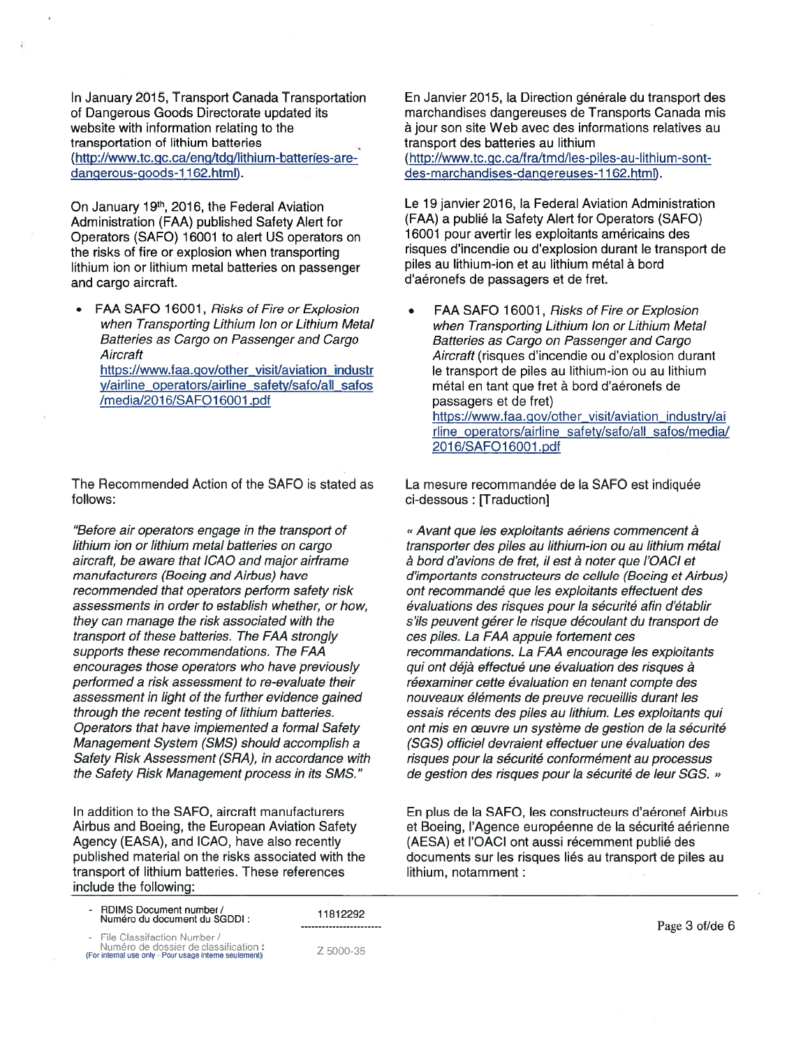In January 2015, Transport Canada Transportation of Dangerous Goods Directorate updated its website with information relating to the transportation of lithium batteries (http://www.tc.gc.ca/eng/tdg/lithium-batteries-are-dangerous-goods-1162.html).

On January 19th, 2016, the Federal Aviation Administration (FAA) published Safety Alert for Operators (SAFO) 16001 to alert US operators on the risks of fire or explosion when transporting lithium ion or lithium metal batteries on passenger and cargo aircraft.

- FAA SAFO 16001, *Risks of Fire or Explosion when Transporting Lithium Ion or Lithium Metal Batteries as Cargo on Passenger and Cargo Aircraft* https://www.faa.gov/other_visit/aviation_industry/airline_operators/airline_safety/safo/all_safos/media/2016/SAFO16001.pdf

The Recommended Action of the SAFO is stated as follows:

*"Before air operators engage in the transport of lithium ion or lithium metal batteries on cargo aircraft, be aware that ICAO and major airframe manufacturers (Boeing and Airbus) have recommended that operators perform safety risk assessments in order to establish whether, or how, they can manage the risk associated with the transport of these batteries. The FAA strongly supports these recommendations. The FAA encourages those operators who have previously performed a risk assessment to re-evaluate their assessment in light of the further evidence gained through the recent testing of lithium batteries. Operators that have implemented a formal Safety Management System (SMS) should accomplish a Safety Risk Assessment (SRA), in accordance with the Safety Risk Management process in its SMS."*

In addition to the SAFO, aircraft manufacturers Airbus and Boeing, the European Aviation Safety Agency (EASA), and ICAO, have also recently published material on the risks associated with the transport of lithium batteries. These references include the following:

En Janvier 2015, la Direction générale du transport des marchandises dangereuses de Transports Canada mis à jour son site Web avec des informations relatives au transport des batteries au lithium (http://www.tc.gc.ca/fra/tmd/les-piles-au-lithium-sont-des-marchandises-dangereuses-1162.html).

Le 19 janvier 2016, la Federal Aviation Administration (FAA) a publié la Safety Alert for Operators (SAFO) 16001 pour avertir les exploitants américains des risques d'incendie ou d'explosion durant le transport de piles au lithium-ion et au lithium métal à bord d'aéronefs de passagers et de fret.

- FAA SAFO 16001, *Risks of Fire or Explosion when Transporting Lithium Ion or Lithium Metal Batteries as Cargo on Passenger and Cargo Aircraft* (risques d'incendie ou d'explosion durant le transport de piles au lithium-ion ou au lithium métal en tant que fret à bord d'aéronefs de passagers et de fret) https://www.faa.gov/other_visit/aviation_industry/airline_operators/airline_safety/safo/all_safos/media/2016/SAFO16001.pdf

La mesure recommandée de la SAFO est indiquée ci-dessous : [Traduction]

*« Avant que les exploitants aériens commencent à transporter des piles au lithium-ion ou au lithium métal à bord d'avions de fret, il est à noter que l'OACI et d'importants constructeurs de cellule (Boeing et Airbus) ont recommandé que les exploitants effectuent des évaluations des risques pour la sécurité afin d'établir s'ils peuvent gérer le risque découlant du transport de ces piles. La FAA appuie fortement ces recommandations. La FAA encourage les exploitants qui ont déjà effectué une évaluation des risques à réexaminer cette évaluation en tenant compte des nouveaux éléments de preuve recueillis durant les essais récents des piles au lithium. Les exploitants qui ont mis en œuvre un système de gestion de la sécurité (SGS) officiel devraient effectuer une évaluation des risques pour la sécurité conformément au processus de gestion des risques pour la sécurité de leur SGS. »*

En plus de la SAFO, les constructeurs d'aéronef Airbus et Boeing, l'Agence européenne de la sécurité aérienne (AESA) et l'OACI ont aussi récemment publié des documents sur les risques liés au transport de piles au lithium, notamment :

- RDIMS Document number / Numéro du document du SGDDI : 11812292
- File Classifaction Number / Numéro de dossier de classification : (For internal use only - Pour usage interne seulement) Z 5000-35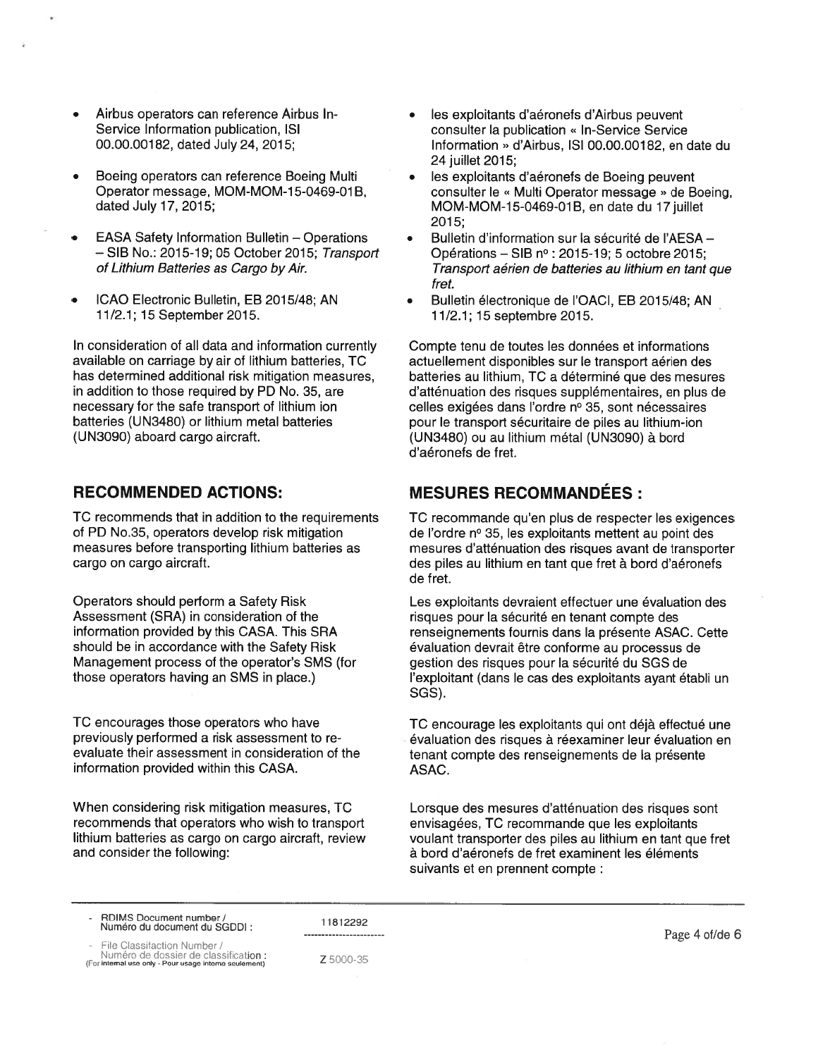- Airbus operators can reference Airbus In-Service Information publication, ISI 00.00.00182, dated July 24, 2015;
- Boeing operators can reference Boeing Multi Operator message, MOM-MOM-15-0469-01B, dated July 17, 2015;
- EASA Safety Information Bulletin – Operations – SIB No.: 2015-19; 05 October 2015; *Transport of Lithium Batteries as Cargo by Air.*
- ICAO Electronic Bulletin, EB 2015/48; AN 11/2.1; 15 September 2015.

In consideration of all data and information currently available on carriage by air of lithium batteries, TC has determined additional risk mitigation measures, in addition to those required by PD No. 35, are necessary for the safe transport of lithium ion batteries (UN3480) or lithium metal batteries (UN3090) aboard cargo aircraft.

## RECOMMENDED ACTIONS:

TC recommends that in addition to the requirements of PD No.35, operators develop risk mitigation measures before transporting lithium batteries as cargo on cargo aircraft.

Operators should perform a Safety Risk Assessment (SRA) in consideration of the information provided by this CASA. This SRA should be in accordance with the Safety Risk Management process of the operator's SMS (for those operators having an SMS in place.)

TC encourages those operators who have previously performed a risk assessment to re-evaluate their assessment in consideration of the information provided within this CASA.

When considering risk mitigation measures, TC recommends that operators who wish to transport lithium batteries as cargo on cargo aircraft, review and consider the following:

- les exploitants d'aéronefs d'Airbus peuvent consulter la publication « In-Service Service Information » d'Airbus, ISI 00.00.00182, en date du 24 juillet 2015;
- les exploitants d'aéronefs de Boeing peuvent consulter le « Multi Operator message » de Boeing, MOM-MOM-15-0469-01B, en date du 17 juillet 2015;
- Bulletin d'information sur la sécurité de l'AESA – Opérations – SIB n° : 2015-19; 5 octobre 2015; *Transport aérien de batteries au lithium en tant que fret.*
- Bulletin électronique de l'OACI, EB 2015/48; AN 11/2.1; 15 septembre 2015.

Compte tenu de toutes les données et informations actuellement disponibles sur le transport aérien des batteries au lithium, TC a déterminé que des mesures d'atténuation des risques supplémentaires, en plus de celles exigées dans l'ordre n° 35, sont nécessaires pour le transport sécuritaire de piles au lithium-ion (UN3480) ou au lithium métal (UN3090) à bord d'aéronefs de fret.

## MESURES RECOMMANDÉES :

TC recommande qu'en plus de respecter les exigences de l'ordre n° 35, les exploitants mettent au point des mesures d'atténuation des risques avant de transporter des piles au lithium en tant que fret à bord d'aéronefs de fret.

Les exploitants devraient effectuer une évaluation des risques pour la sécurité en tenant compte des renseignements fournis dans la présente ASAC. Cette évaluation devrait être conforme au processus de gestion des risques pour la sécurité du SGS de l'exploitant (dans le cas des exploitants ayant établi un SGS).

TC encourage les exploitants qui ont déjà effectué une évaluation des risques à réexaminer leur évaluation en tenant compte des renseignements de la présente ASAC.

Lorsque des mesures d'atténuation des risques sont envisagées, TC recommande que les exploitants voulant transporter des piles au lithium en tant que fret à bord d'aéronefs de fret examinent les éléments suivants et en prennent compte :

- RDIMS Document number / Numéro du document du SGDDI : 11812292
- File Classifaction Number / Numéro de dossier de classification : (For internal use only - Pour usage interne seulement) Z 5000-35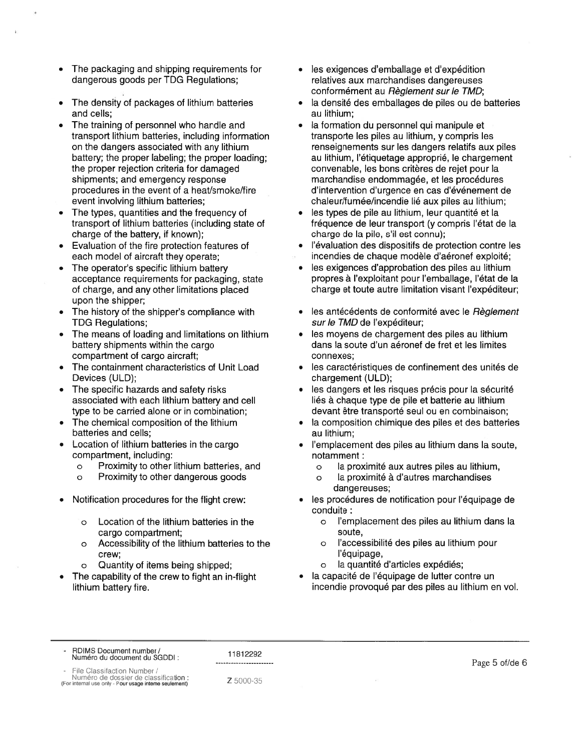- The packaging and shipping requirements for dangerous goods per TDG Regulations;
- The density of packages of lithium batteries and cells;
- The training of personnel who handle and transport lithium batteries, including information on the dangers associated with any lithium battery; the proper labeling; the proper loading; the proper rejection criteria for damaged shipments; and emergency response procedures in the event of a heat/smoke/fire event involving lithium batteries;
- The types, quantities and the frequency of transport of lithium batteries (including state of charge of the battery, if known);
- Evaluation of the fire protection features of each model of aircraft they operate;
- The operator's specific lithium battery acceptance requirements for packaging, state of charge, and any other limitations placed upon the shipper;
- The history of the shipper's compliance with TDG Regulations;
- The means of loading and limitations on lithium battery shipments within the cargo compartment of cargo aircraft;
- The containment characteristics of Unit Load Devices (ULD);
- The specific hazards and safety risks associated with each lithium battery and cell type to be carried alone or in combination;
- The chemical composition of the lithium batteries and cells;
- Location of lithium batteries in the cargo compartment, including:
  - Proximity to other lithium batteries, and
  - Proximity to other dangerous goods
- Notification procedures for the flight crew:
  - Location of the lithium batteries in the cargo compartment;
  - Accessibility of the lithium batteries to the crew;
  - Quantity of items being shipped;
- The capability of the crew to fight an in-flight lithium battery fire.

- les exigences d'emballage et d'expédition relatives aux marchandises dangereuses conformément au *Règlement sur le TMD*;
- la densité des emballages de piles ou de batteries au lithium;
- la formation du personnel qui manipule et transporte les piles au lithium, y compris les renseignements sur les dangers relatifs aux piles au lithium, l'étiquetage approprié, le chargement convenable, les bons critères de rejet pour la marchandise endommagée, et les procédures d'intervention d'urgence en cas d'événement de chaleur/fumée/incendie lié aux piles au lithium;
- les types de pile au lithium, leur quantité et la fréquence de leur transport (y compris l'état de la charge de la pile, s'il est connu);
- l'évaluation des dispositifs de protection contre les incendies de chaque modèle d'aéronef exploité;
- les exigences d'approbation des piles au lithium propres à l'exploitant pour l'emballage, l'état de la charge et toute autre limitation visant l'expéditeur;
- les antécédents de conformité avec le *Règlement sur le TMD* de l'expéditeur;
- les moyens de chargement des piles au lithium dans la soute d'un aéronef de fret et les limites connexes;
- les caractéristiques de confinement des unités de chargement (ULD);
- les dangers et les risques précis pour la sécurité liés à chaque type de pile et batterie au lithium devant être transporté seul ou en combinaison;
- la composition chimique des piles et des batteries au lithium;
- l'emplacement des piles au lithium dans la soute, notamment :
  - la proximité aux autres piles au lithium,
  - la proximité à d'autres marchandises dangereuses;
- les procédures de notification pour l'équipage de conduite :
  - l'emplacement des piles au lithium dans la soute,
  - l'accessibilité des piles au lithium pour l'équipage,
  - la quantité d'articles expédiés;
- la capacité de l'équipage de lutter contre un incendie provoqué par des piles au lithium en vol.

- RDIMS Document number / Numéro du document du SGDDI : 11812292
- File Classification Number / Numéro de dossier de classification : Z 5000-35
(For internal use only - Pour usage interne seulement)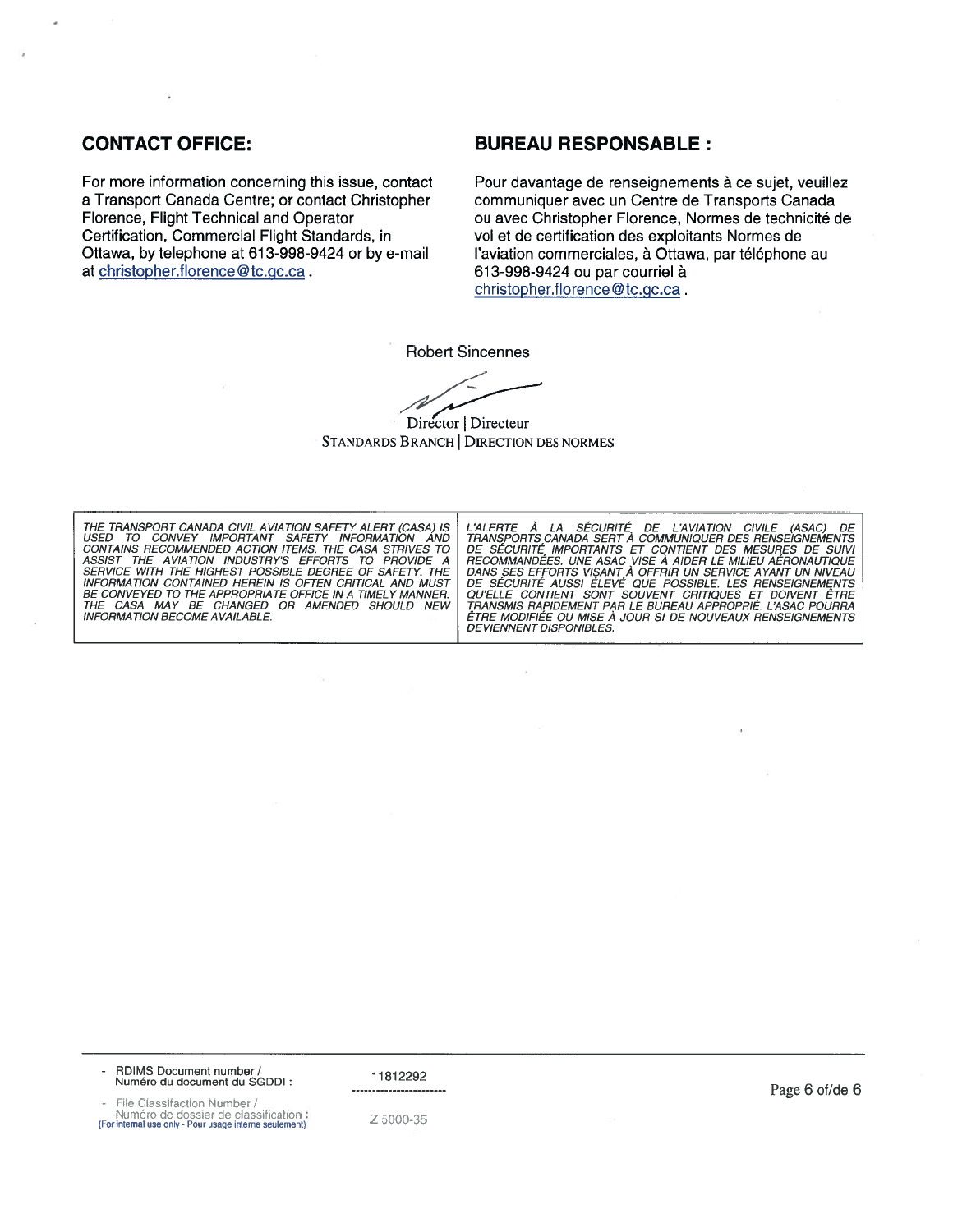## CONTACT OFFICE:

For more information concerning this issue, contact a Transport Canada Centre; or contact Christopher Florence, Flight Technical and Operator Certification, Commercial Flight Standards, in Ottawa, by telephone at 613-998-9424 or by e-mail at christopher.florence@tc.gc.ca .

## BUREAU RESPONSABLE :

Pour davantage de renseignements à ce sujet, veuillez communiquer avec un Centre de Transports Canada ou avec Christopher Florence, Normes de technicité de vol et de certification des exploitants Normes de l'aviation commerciales, à Ottawa, par téléphone au 613-998-9424 ou par courriel à christopher.florence@tc.gc.ca .

Robert Sincennes

Director | Directeur
STANDARDS BRANCH | DIRECTION DES NORMES

| | |
|---|---|
| *THE TRANSPORT CANADA CIVIL AVIATION SAFETY ALERT (CASA) IS USED TO CONVEY IMPORTANT SAFETY INFORMATION AND CONTAINS RECOMMENDED ACTION ITEMS. THE CASA STRIVES TO ASSIST THE AVIATION INDUSTRY'S EFFORTS TO PROVIDE A SERVICE WITH THE HIGHEST POSSIBLE DEGREE OF SAFETY. THE INFORMATION CONTAINED HEREIN IS OFTEN CRITICAL AND MUST BE CONVEYED TO THE APPROPRIATE OFFICE IN A TIMELY MANNER. THE CASA MAY BE CHANGED OR AMENDED SHOULD NEW INFORMATION BECOME AVAILABLE.* | *L'ALERTE À LA SÉCURITÉ DE L'AVIATION CIVILE (ASAC) DE TRANSPORTS CANADA SERT À COMMUNIQUER DES RENSEIGNEMENTS DE SÉCURITÉ IMPORTANTS ET CONTIENT DES MESURES DE SUIVI RECOMMANDÉES. UNE ASAC VISE À AIDER LE MILIEU AÉRONAUTIQUE DANS SES EFFORTS VISANT À OFFRIR UN SERVICE AYANT UN NIVEAU DE SÉCURITÉ AUSSI ÉLEVÉ QUE POSSIBLE. LES RENSEIGNEMENTS QU'ELLE CONTIENT SONT SOUVENT CRITIQUES ET DOIVENT ÊTRE TRANSMIS RAPIDEMENT PAR LE BUREAU APPROPRIÉ. L'ASAC POURRA ÊTRE MODIFIÉE OU MISE À JOUR SI DE NOUVEAUX RENSEIGNEMENTS DEVIENNENT DISPONIBLES.* |

- RDIMS Document number / Numéro du document du SGDDI : 11812292
- File Classifaction Number / Numéro de dossier de classification : Z 5000-35
(For internal use only - Pour usage interne seulement)